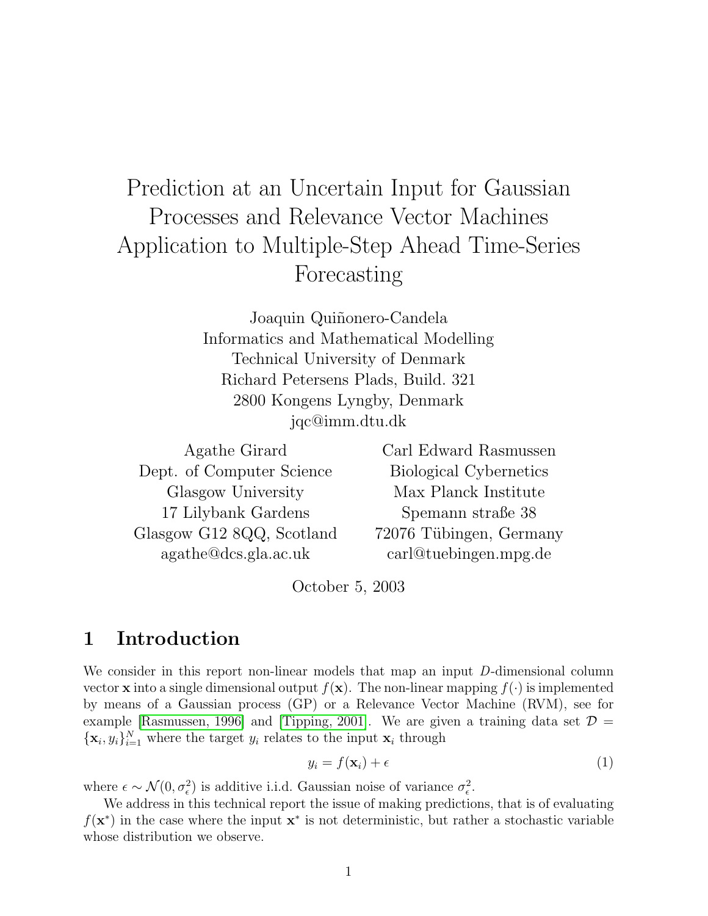# Prediction at an Uncertain Input for Gaussian Processes and Relevance Vector Machines Application to Multiple-Step Ahead Time-Series Forecasting

Joaquin Quiñonero-Candela
Informatics and Mathematical Modelling
Technical University of Denmark
Richard Petersens Plads, Build. 321
2800 Kongens Lyngby, Denmark
jqc@imm.dtu.dk

Agathe Girard
Dept. of Computer Science
Glasgow University
17 Lilybank Gardens
Glasgow G12 8QQ, Scotland
agathe@dcs.gla.ac.uk

Carl Edward Rasmussen
Biological Cybernetics
Max Planck Institute
Spemann straße 38
72076 Tübingen, Germany
carl@tuebingen.mpg.de

October 5, 2003

## 1 Introduction

We consider in this report non-linear models that map an input $D$-dimensional column vector $\mathbf{x}$ into a single dimensional output $f(\mathbf{x})$. The non-linear mapping $f(\cdot)$ is implemented by means of a Gaussian process (GP) or a Relevance Vector Machine (RVM), see for example [Rasmussen, 1996] and [Tipping, 2001]. We are given a training data set $\mathcal{D} = \{\mathbf{x}_i, y_i\}_{i=1}^{N}$ where the target $y_i$ relates to the input $\mathbf{x}_i$ through

$$y_i = f(\mathbf{x}_i) + \epsilon \tag{1}$$

where $\epsilon \sim \mathcal{N}(0, \sigma_\epsilon^2)$ is additive i.i.d. Gaussian noise of variance $\sigma_\epsilon^2$.

We address in this technical report the issue of making predictions, that is of evaluating $f(\mathbf{x}^*)$ in the case where the input $\mathbf{x}^*$ is not deterministic, but rather a stochastic variable whose distribution we observe.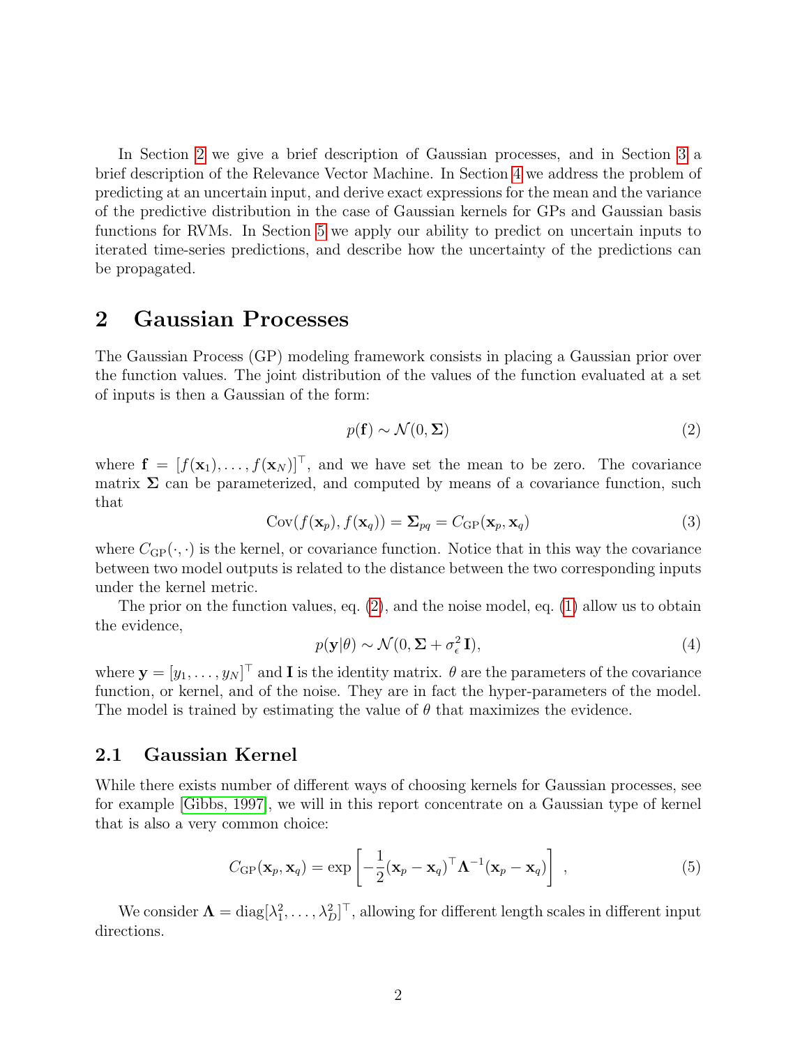In Section 2 we give a brief description of Gaussian processes, and in Section 3 a brief description of the Relevance Vector Machine. In Section 4 we address the problem of predicting at an uncertain input, and derive exact expressions for the mean and the variance of the predictive distribution in the case of Gaussian kernels for GPs and Gaussian basis functions for RVMs. In Section 5 we apply our ability to predict on uncertain inputs to iterated time-series predictions, and describe how the uncertainty of the predictions can be propagated.

## 2 Gaussian Processes

The Gaussian Process (GP) modeling framework consists in placing a Gaussian prior over the function values. The joint distribution of the values of the function evaluated at a set of inputs is then a Gaussian of the form:

$$p(\mathbf{f}) \sim \mathcal{N}(0, \mathbf{\Sigma}) \tag{2}$$

where $\mathbf{f} = [f(\mathbf{x}_1), \dots, f(\mathbf{x}_N)]^\top$, and we have set the mean to be zero. The covariance matrix $\mathbf{\Sigma}$ can be parameterized, and computed by means of a covariance function, such that

$$\mathrm{Cov}(f(\mathbf{x}_p), f(\mathbf{x}_q)) = \mathbf{\Sigma}_{pq} = C_{\mathrm{GP}}(\mathbf{x}_p, \mathbf{x}_q) \tag{3}$$

where $C_{\mathrm{GP}}(\cdot,\cdot)$ is the kernel, or covariance function. Notice that in this way the covariance between two model outputs is related to the distance between the two corresponding inputs under the kernel metric.

The prior on the function values, eq. (2), and the noise model, eq. (1) allow us to obtain the evidence,

$$p(\mathbf{y}|\theta) \sim \mathcal{N}(0, \mathbf{\Sigma} + \sigma_\epsilon^2 \mathbf{I}), \tag{4}$$

where $\mathbf{y} = [y_1, \dots, y_N]^\top$ and $\mathbf{I}$ is the identity matrix. $\theta$ are the parameters of the covariance function, or kernel, and of the noise. They are in fact the hyper-parameters of the model. The model is trained by estimating the value of $\theta$ that maximizes the evidence.

### 2.1 Gaussian Kernel

While there exists number of different ways of choosing kernels for Gaussian processes, see for example [Gibbs, 1997], we will in this report concentrate on a Gaussian type of kernel that is also a very common choice:

$$C_{\mathrm{GP}}(\mathbf{x}_p, \mathbf{x}_q) = \exp\left[-\frac{1}{2}(\mathbf{x}_p - \mathbf{x}_q)^\top \mathbf{\Lambda}^{-1} (\mathbf{x}_p - \mathbf{x}_q)\right] , \tag{5}$$

We consider $\mathbf{\Lambda} = \mathrm{diag}[\lambda_1^2, \dots, \lambda_D^2]^\top$, allowing for different length scales in different input directions.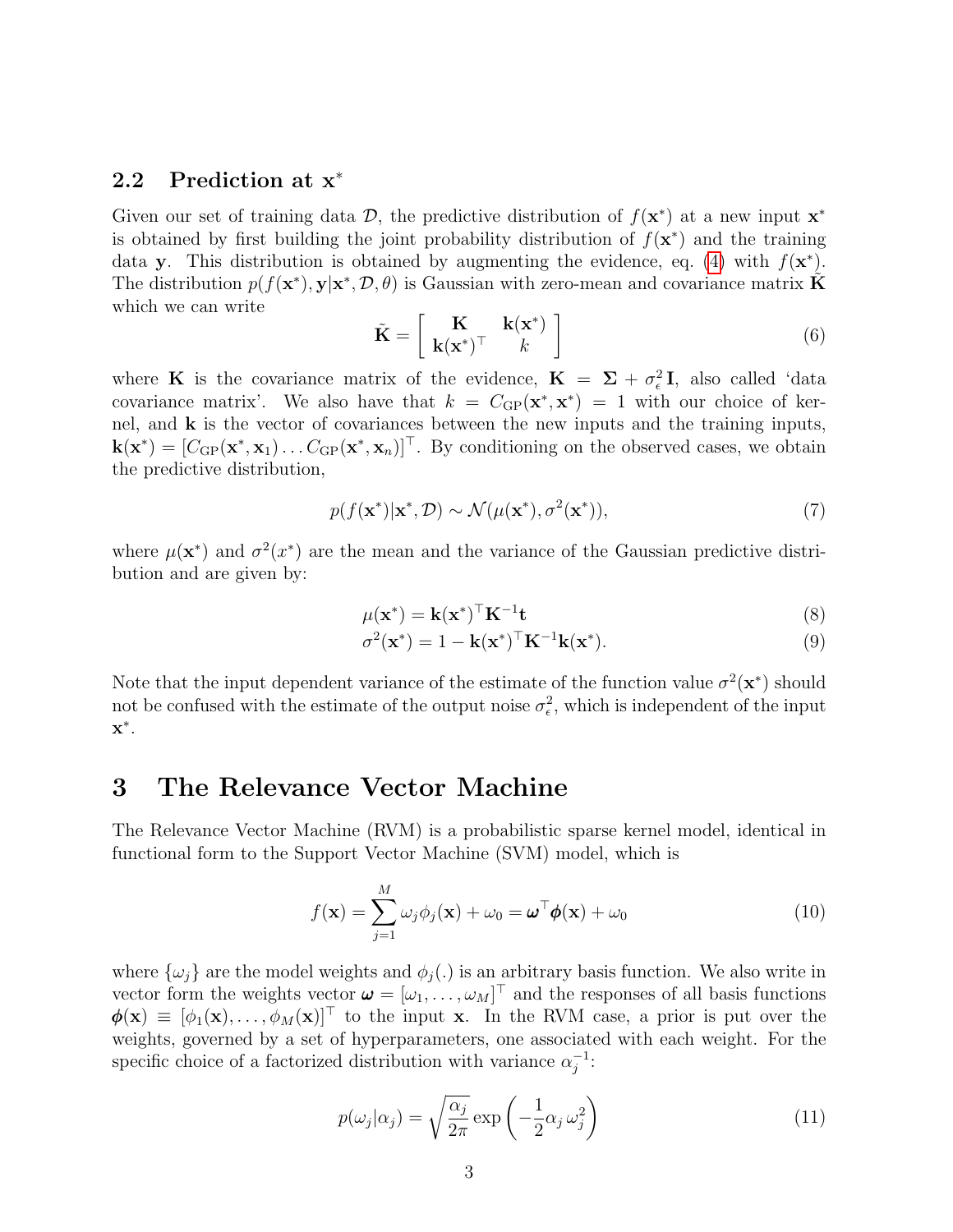### 2.2 Prediction at $\mathbf{x}^*$

Given our set of training data $\mathcal{D}$, the predictive distribution of $f(\mathbf{x}^*)$ at a new input $\mathbf{x}^*$ is obtained by first building the joint probability distribution of $f(\mathbf{x}^*)$ and the training data $\mathbf{y}$. This distribution is obtained by augmenting the evidence, eq. (4) with $f(\mathbf{x}^*)$. The distribution $p(f(\mathbf{x}^*), \mathbf{y}|\mathbf{x}^*, \mathcal{D}, \theta)$ is Gaussian with zero-mean and covariance matrix $\tilde{\mathbf{K}}$ which we can write

$$\tilde{\mathbf{K}} = \begin{bmatrix} \mathbf{K} & \mathbf{k}(\mathbf{x}^*) \\ \mathbf{k}(\mathbf{x}^*)^\top & k \end{bmatrix} \tag{6}$$

where $\mathbf{K}$ is the covariance matrix of the evidence, $\mathbf{K} = \mathbf{\Sigma} + \sigma_\epsilon^2 \mathbf{I}$, also called 'data covariance matrix'. We also have that $k = C_{\text{GP}}(\mathbf{x}^*, \mathbf{x}^*) = 1$ with our choice of kernel, and $\mathbf{k}$ is the vector of covariances between the new inputs and the training inputs, $\mathbf{k}(\mathbf{x}^*) = [C_{\text{GP}}(\mathbf{x}^*, \mathbf{x}_1) \dots C_{\text{GP}}(\mathbf{x}^*, \mathbf{x}_n)]^\top$. By conditioning on the observed cases, we obtain the predictive distribution,

$$p(f(\mathbf{x}^*)|\mathbf{x}^*, \mathcal{D}) \sim \mathcal{N}(\mu(\mathbf{x}^*), \sigma^2(\mathbf{x}^*)), \tag{7}$$

where $\mu(\mathbf{x}^*)$ and $\sigma^2(x^*)$ are the mean and the variance of the Gaussian predictive distribution and are given by:

$$\mu(\mathbf{x}^*) = \mathbf{k}(\mathbf{x}^*)^\top \mathbf{K}^{-1} \mathbf{t} \tag{8}$$

$$\sigma^2(\mathbf{x}^*) = 1 - \mathbf{k}(\mathbf{x}^*)^\top \mathbf{K}^{-1} \mathbf{k}(\mathbf{x}^*). \tag{9}$$

Note that the input dependent variance of the estimate of the function value $\sigma^2(\mathbf{x}^*)$ should not be confused with the estimate of the output noise $\sigma_\epsilon^2$, which is independent of the input $\mathbf{x}^*$.

# 3 The Relevance Vector Machine

The Relevance Vector Machine (RVM) is a probabilistic sparse kernel model, identical in functional form to the Support Vector Machine (SVM) model, which is

$$f(\mathbf{x}) = \sum_{j=1}^{M} \omega_j \phi_j(\mathbf{x}) + \omega_0 = \boldsymbol{\omega}^\top \boldsymbol{\phi}(\mathbf{x}) + \omega_0 \tag{10}$$

where $\{\omega_j\}$ are the model weights and $\phi_j(.)$ is an arbitrary basis function. We also write in vector form the weights vector $\boldsymbol{\omega} = [\omega_1, \dots, \omega_M]^\top$ and the responses of all basis functions $\boldsymbol{\phi}(\mathbf{x}) \equiv [\phi_1(\mathbf{x}), \dots, \phi_M(\mathbf{x})]^\top$ to the input $\mathbf{x}$. In the RVM case, a prior is put over the weights, governed by a set of hyperparameters, one associated with each weight. For the specific choice of a factorized distribution with variance $\alpha_j^{-1}$:

$$p(\omega_j|\alpha_j) = \sqrt{\frac{\alpha_j}{2\pi}} \exp\left(-\frac{1}{2}\alpha_j \, \omega_j^2\right) \tag{11}$$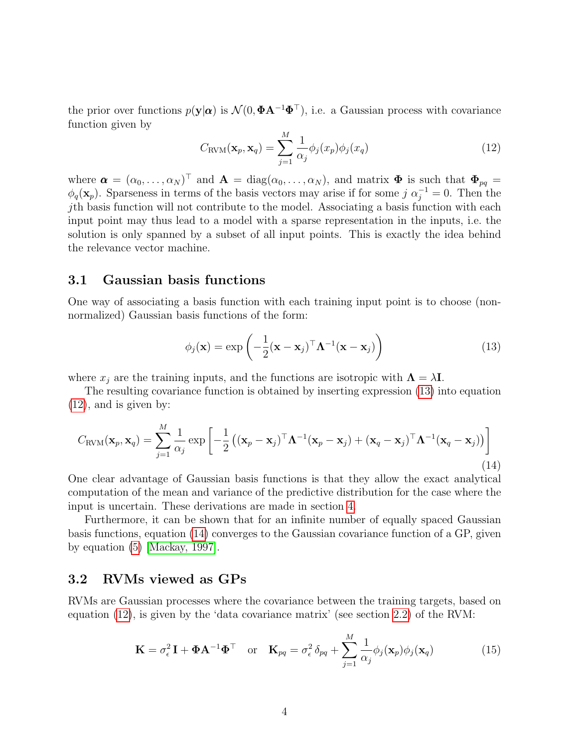the prior over functions $p(\mathbf{y}|\boldsymbol{\alpha})$ is $\mathcal{N}(0, \boldsymbol{\Phi}\mathbf{A}^{-1}\boldsymbol{\Phi}^\top)$, i.e. a Gaussian process with covariance function given by

$$C_{\text{RVM}}(\mathbf{x}_p, \mathbf{x}_q) = \sum_{j=1}^{M} \frac{1}{\alpha_j} \phi_j(x_p)\phi_j(x_q) \tag{12}$$

where $\boldsymbol{\alpha} = (\alpha_0, \ldots, \alpha_N)^\top$ and $\mathbf{A} = \text{diag}(\alpha_0, \ldots, \alpha_N)$, and matrix $\boldsymbol{\Phi}$ is such that $\boldsymbol{\Phi}_{pq} = \phi_q(\mathbf{x}_p)$. Sparseness in terms of the basis vectors may arise if for some $j$ $\alpha_j^{-1} = 0$. Then the $j$th basis function will not contribute to the model. Associating a basis function with each input point may thus lead to a model with a sparse representation in the inputs, i.e. the solution is only spanned by a subset of all input points. This is exactly the idea behind the relevance vector machine.

## 3.1 Gaussian basis functions

One way of associating a basis function with each training input point is to choose (non-normalized) Gaussian basis functions of the form:

$$\phi_j(\mathbf{x}) = \exp\left(-\frac{1}{2}(\mathbf{x} - \mathbf{x}_j)^\top \boldsymbol{\Lambda}^{-1}(\mathbf{x} - \mathbf{x}_j)\right) \tag{13}$$

where $x_j$ are the training inputs, and the functions are isotropic with $\boldsymbol{\Lambda} = \lambda\mathbf{I}$.

The resulting covariance function is obtained by inserting expression (13) into equation (12), and is given by:

$$C_{\text{RVM}}(\mathbf{x}_p, \mathbf{x}_q) = \sum_{j=1}^{M} \frac{1}{\alpha_j} \exp\left[-\frac{1}{2}\left((\mathbf{x}_p - \mathbf{x}_j)^\top \boldsymbol{\Lambda}^{-1}(\mathbf{x}_p - \mathbf{x}_j) + (\mathbf{x}_q - \mathbf{x}_j)^\top \boldsymbol{\Lambda}^{-1}(\mathbf{x}_q - \mathbf{x}_j)\right)\right] \tag{14}$$

One clear advantage of Gaussian basis functions is that they allow the exact analytical computation of the mean and variance of the predictive distribution for the case where the input is uncertain. These derivations are made in section 4.

Furthermore, it can be shown that for an infinite number of equally spaced Gaussian basis functions, equation (14) converges to the Gaussian covariance function of a GP, given by equation (5) [Mackay, 1997].

## 3.2 RVMs viewed as GPs

RVMs are Gaussian processes where the covariance between the training targets, based on equation (12), is given by the 'data covariance matrix' (see section 2.2) of the RVM:

$$\mathbf{K} = \sigma_\epsilon^2 \mathbf{I} + \boldsymbol{\Phi}\mathbf{A}^{-1}\boldsymbol{\Phi}^\top \quad \text{or} \quad \mathbf{K}_{pq} = \sigma_\epsilon^2 \, \delta_{pq} + \sum_{j=1}^{M} \frac{1}{\alpha_j} \phi_j(\mathbf{x}_p)\phi_j(\mathbf{x}_q) \tag{15}$$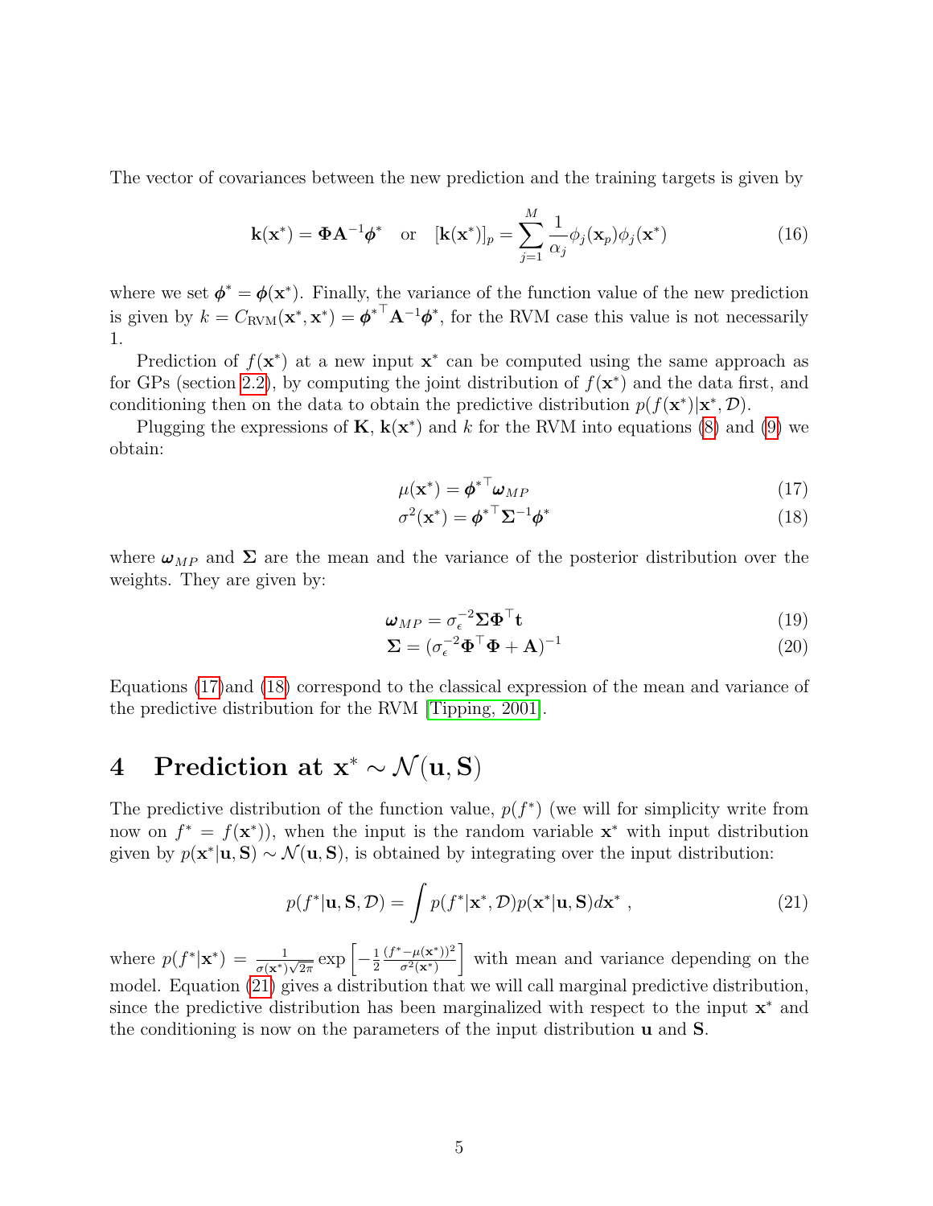The vector of covariances between the new prediction and the training targets is given by

$$\mathbf{k}(\mathbf{x}^*) = \mathbf{\Phi}\mathbf{A}^{-1}\boldsymbol{\phi}^* \quad \text{or} \quad [\mathbf{k}(\mathbf{x}^*)]_p = \sum_{j=1}^{M} \frac{1}{\alpha_j}\phi_j(\mathbf{x}_p)\phi_j(\mathbf{x}^*) \tag{16}$$

where we set $\boldsymbol{\phi}^* = \boldsymbol{\phi}(\mathbf{x}^*)$. Finally, the variance of the function value of the new prediction is given by $k = C_{\text{RVM}}(\mathbf{x}^*, \mathbf{x}^*) = {\boldsymbol{\phi}^*}^\top \mathbf{A}^{-1}\boldsymbol{\phi}^*$, for the RVM case this value is not necessarily 1.

Prediction of $f(\mathbf{x}^*)$ at a new input $\mathbf{x}^*$ can be computed using the same approach as for GPs (section 2.2), by computing the joint distribution of $f(\mathbf{x}^*)$ and the data first, and conditioning then on the data to obtain the predictive distribution $p(f(\mathbf{x}^*)|\mathbf{x}^*, \mathcal{D})$.

Plugging the expressions of $\mathbf{K}$, $\mathbf{k}(\mathbf{x}^*)$ and $k$ for the RVM into equations (8) and (9) we obtain:

$$\mu(\mathbf{x}^*) = {\boldsymbol{\phi}^*}^\top \boldsymbol{\omega}_{MP} \tag{17}$$

$$\sigma^2(\mathbf{x}^*) = {\boldsymbol{\phi}^*}^\top \mathbf{\Sigma}^{-1}\boldsymbol{\phi}^* \tag{18}$$

where $\boldsymbol{\omega}_{MP}$ and $\mathbf{\Sigma}$ are the mean and the variance of the posterior distribution over the weights. They are given by:

$$\boldsymbol{\omega}_{MP} = \sigma_\epsilon^{-2}\mathbf{\Sigma}\mathbf{\Phi}^\top \mathbf{t} \tag{19}$$

$$\mathbf{\Sigma} = (\sigma_\epsilon^{-2}\mathbf{\Phi}^\top\mathbf{\Phi} + \mathbf{A})^{-1} \tag{20}$$

Equations (17)and (18) correspond to the classical expression of the mean and variance of the predictive distribution for the RVM [Tipping, 2001].

# 4 Prediction at $\mathbf{x}^* \sim \mathcal{N}(\mathbf{u}, \mathbf{S})$

The predictive distribution of the function value, $p(f^*)$ (we will for simplicity write from now on $f^* = f(\mathbf{x}^*)$), when the input is the random variable $\mathbf{x}^*$ with input distribution given by $p(\mathbf{x}^*|\mathbf{u}, \mathbf{S}) \sim \mathcal{N}(\mathbf{u}, \mathbf{S})$, is obtained by integrating over the input distribution:

$$p(f^*|\mathbf{u}, \mathbf{S}, \mathcal{D}) = \int p(f^*|\mathbf{x}^*, \mathcal{D})p(\mathbf{x}^*|\mathbf{u}, \mathbf{S})d\mathbf{x}^* \;, \tag{21}$$

where $p(f^*|\mathbf{x}^*) = \frac{1}{\sigma(\mathbf{x}^*)\sqrt{2\pi}} \exp\left[-\frac{1}{2}\frac{(f^* - \mu(\mathbf{x}^*))^2}{\sigma^2(\mathbf{x}^*)}\right]$ with mean and variance depending on the model. Equation (21) gives a distribution that we will call marginal predictive distribution, since the predictive distribution has been marginalized with respect to the input $\mathbf{x}^*$ and the conditioning is now on the parameters of the input distribution $\mathbf{u}$ and $\mathbf{S}$.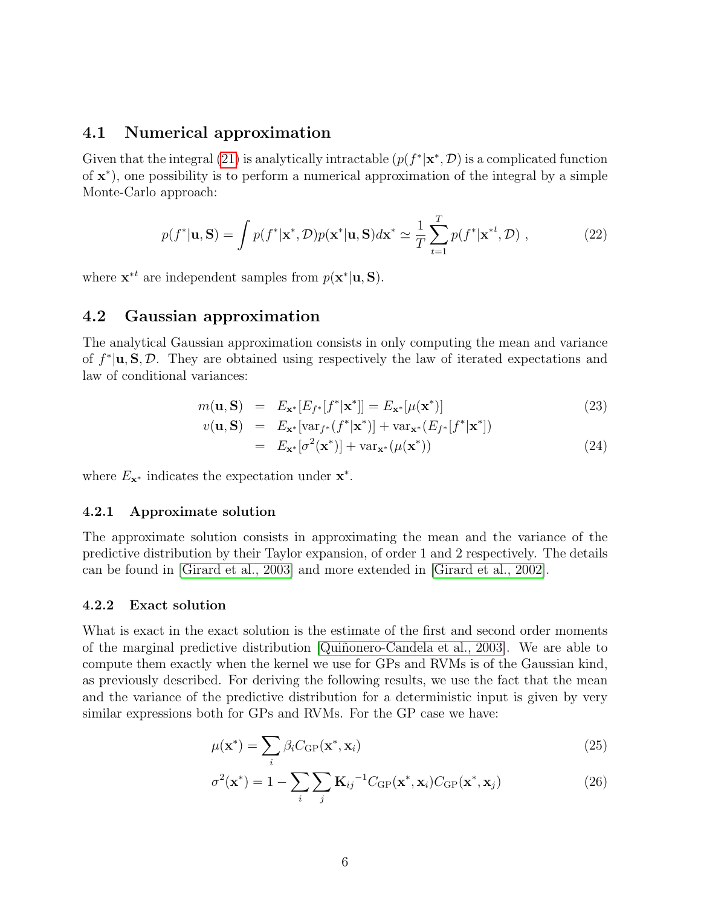## 4.1 Numerical approximation

Given that the integral (21) is analytically intractable ($p(f^*|\mathbf{x}^*, \mathcal{D})$ is a complicated function of $\mathbf{x}^*$), one possibility is to perform a numerical approximation of the integral by a simple Monte-Carlo approach:

$$p(f^*|\mathbf{u}, \mathbf{S}) = \int p(f^*|\mathbf{x}^*, \mathcal{D}) p(\mathbf{x}^*|\mathbf{u}, \mathbf{S}) d\mathbf{x}^* \simeq \frac{1}{T} \sum_{t=1}^{T} p(f^*|{\mathbf{x}^*}^t, \mathcal{D}) \;, \tag{22}$$

where ${\mathbf{x}^*}^t$ are independent samples from $p(\mathbf{x}^*|\mathbf{u}, \mathbf{S})$.

## 4.2 Gaussian approximation

The analytical Gaussian approximation consists in only computing the mean and variance of $f^*|\mathbf{u}, \mathbf{S}, \mathcal{D}$. They are obtained using respectively the law of iterated expectations and law of conditional variances:

$$m(\mathbf{u}, \mathbf{S}) = E_{\mathbf{x}^*}[E_{f^*}[f^*|\mathbf{x}^*]] = E_{\mathbf{x}^*}[\mu(\mathbf{x}^*)] \tag{23}$$

$$\begin{aligned} v(\mathbf{u}, \mathbf{S}) &= E_{\mathbf{x}^*}[\mathrm{var}_{f^*}(f^*|\mathbf{x}^*)] + \mathrm{var}_{\mathbf{x}^*}(E_{f^*}[f^*|\mathbf{x}^*]) \\ &= E_{\mathbf{x}^*}[\sigma^2(\mathbf{x}^*)] + \mathrm{var}_{\mathbf{x}^*}(\mu(\mathbf{x}^*)) \end{aligned} \tag{24}$$

where $E_{\mathbf{x}^*}$ indicates the expectation under $\mathbf{x}^*$.

### 4.2.1 Approximate solution

The approximate solution consists in approximating the mean and the variance of the predictive distribution by their Taylor expansion, of order 1 and 2 respectively. The details can be found in [Girard et al., 2003] and more extended in [Girard et al., 2002].

### 4.2.2 Exact solution

What is exact in the exact solution is the estimate of the first and second order moments of the marginal predictive distribution [Quiñonero-Candela et al., 2003]. We are able to compute them exactly when the kernel we use for GPs and RVMs is of the Gaussian kind, as previously described. For deriving the following results, we use the fact that the mean and the variance of the predictive distribution for a deterministic input is given by very similar expressions both for GPs and RVMs. For the GP case we have:

$$\mu(\mathbf{x}^*) = \sum_i \beta_i C_{\mathrm{GP}}(\mathbf{x}^*, \mathbf{x}_i) \tag{25}$$

$$\sigma^2(\mathbf{x}^*) = 1 - \sum_i \sum_j {\mathbf{K}_{ij}}^{-1} C_{\mathrm{GP}}(\mathbf{x}^*, \mathbf{x}_i) C_{\mathrm{GP}}(\mathbf{x}^*, \mathbf{x}_j) \tag{26}$$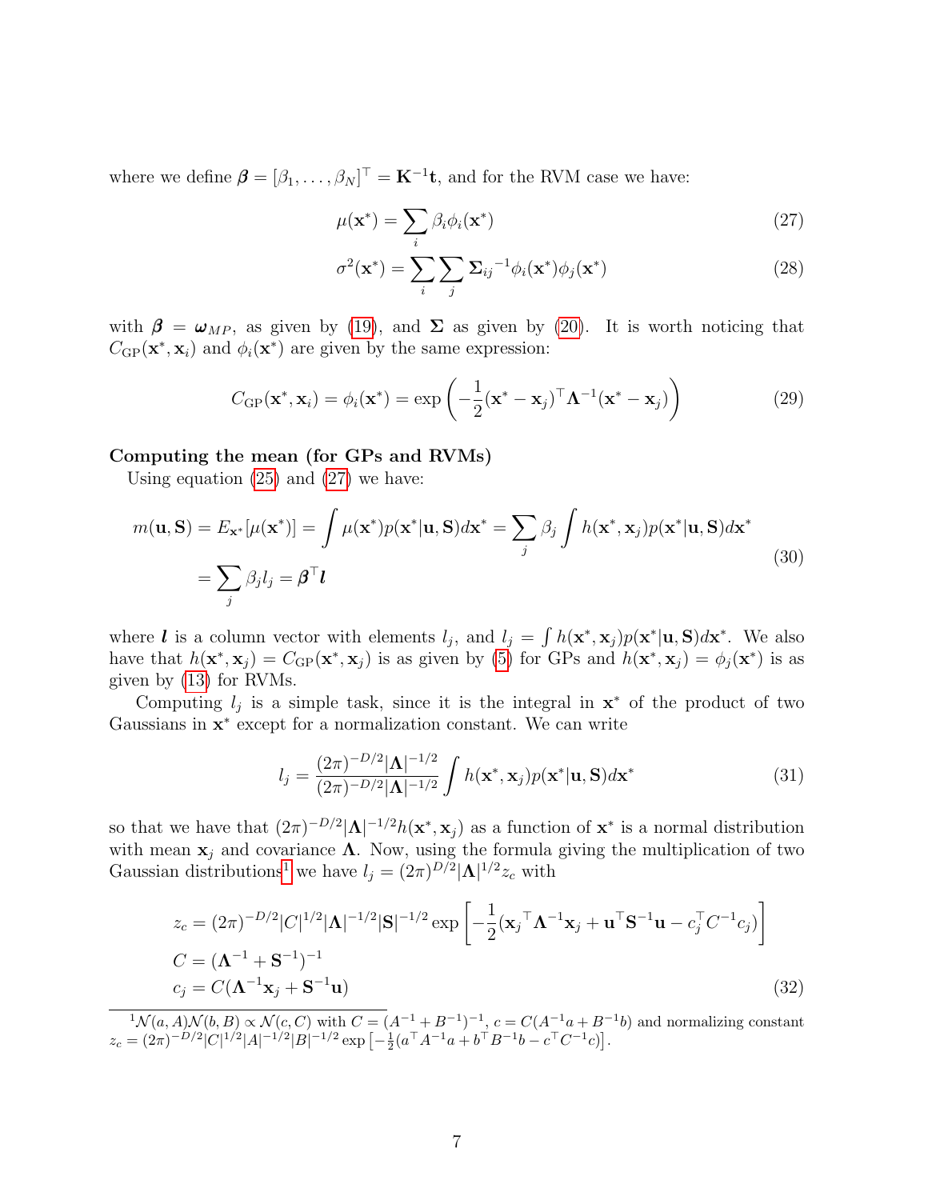where we define $\boldsymbol{\beta} = [\beta_1, \ldots, \beta_N]^\top = \mathbf{K}^{-1}\mathbf{t}$, and for the RVM case we have:

$$\mu(\mathbf{x}^*) = \sum_i \beta_i \phi_i(\mathbf{x}^*) \tag{27}$$

$$\sigma^2(\mathbf{x}^*) = \sum_i \sum_j {\boldsymbol{\Sigma}_{ij}}^{-1} \phi_i(\mathbf{x}^*)\phi_j(\mathbf{x}^*) \tag{28}$$

with $\boldsymbol{\beta} = \boldsymbol{\omega}_{MP}$, as given by (19), and $\boldsymbol{\Sigma}$ as given by (20). It is worth noticing that $C_{\text{GP}}(\mathbf{x}^*, \mathbf{x}_i)$ and $\phi_i(\mathbf{x}^*)$ are given by the same expression:

$$C_{\text{GP}}(\mathbf{x}^*, \mathbf{x}_i) = \phi_i(\mathbf{x}^*) = \exp\left(-\frac{1}{2}(\mathbf{x}^* - \mathbf{x}_j)^\top \boldsymbol{\Lambda}^{-1}(\mathbf{x}^* - \mathbf{x}_j)\right) \tag{29}$$

**Computing the mean (for GPs and RVMs)**

Using equation (25) and (27) we have:

$$\begin{aligned}
m(\mathbf{u}, \mathbf{S}) = E_{\mathbf{x}^*}[\mu(\mathbf{x}^*)] &= \int \mu(\mathbf{x}^*) p(\mathbf{x}^*|\mathbf{u}, \mathbf{S}) d\mathbf{x}^* = \sum_j \beta_j \int h(\mathbf{x}^*, \mathbf{x}_j) p(\mathbf{x}^*|\mathbf{u}, \mathbf{S}) d\mathbf{x}^* \\
&= \sum_j \beta_j l_j = \boldsymbol{\beta}^\top \boldsymbol{l}
\end{aligned} \tag{30}$$

where $\boldsymbol{l}$ is a column vector with elements $l_j$, and $l_j = \int h(\mathbf{x}^*, \mathbf{x}_j) p(\mathbf{x}^*|\mathbf{u}, \mathbf{S}) d\mathbf{x}^*$. We also have that $h(\mathbf{x}^*, \mathbf{x}_j) = C_{\text{GP}}(\mathbf{x}^*, \mathbf{x}_j)$ is as given by (5) for GPs and $h(\mathbf{x}^*, \mathbf{x}_j) = \phi_j(\mathbf{x}^*)$ is as given by (13) for RVMs.

Computing $l_j$ is a simple task, since it is the integral in $\mathbf{x}^*$ of the product of two Gaussians in $\mathbf{x}^*$ except for a normalization constant. We can write

$$l_j = \frac{(2\pi)^{-D/2}|\boldsymbol{\Lambda}|^{-1/2}}{(2\pi)^{-D/2}|\boldsymbol{\Lambda}|^{-1/2}} \int h(\mathbf{x}^*, \mathbf{x}_j) p(\mathbf{x}^*|\mathbf{u}, \mathbf{S}) d\mathbf{x}^* \tag{31}$$

so that we have that $(2\pi)^{-D/2}|\boldsymbol{\Lambda}|^{-1/2} h(\mathbf{x}^*, \mathbf{x}_j)$ as a function of $\mathbf{x}^*$ is a normal distribution with mean $\mathbf{x}_j$ and covariance $\boldsymbol{\Lambda}$. Now, using the formula giving the multiplication of two Gaussian distributions[1] we have $l_j = (2\pi)^{D/2}|\boldsymbol{\Lambda}|^{1/2} z_c$ with

$$\begin{aligned}
z_c &= (2\pi)^{-D/2}|C|^{1/2}|\boldsymbol{\Lambda}|^{-1/2}|\mathbf{S}|^{-1/2} \exp\left[-\frac{1}{2}({\mathbf{x}_j}^\top \boldsymbol{\Lambda}^{-1}\mathbf{x}_j + \mathbf{u}^\top \mathbf{S}^{-1}\mathbf{u} - c_j^\top C^{-1} c_j)\right] \\
C &= (\boldsymbol{\Lambda}^{-1} + \mathbf{S}^{-1})^{-1} \\
c_j &= C(\boldsymbol{\Lambda}^{-1}\mathbf{x}_j + \mathbf{S}^{-1}\mathbf{u})
\end{aligned} \tag{32}$$

[1] $\mathcal{N}(a, A)\mathcal{N}(b, B) \propto \mathcal{N}(c, C)$ with $C = (A^{-1} + B^{-1})^{-1}$, $c = C(A^{-1}a + B^{-1}b)$ and normalizing constant $z_c = (2\pi)^{-D/2}|C|^{1/2}|A|^{-1/2}|B|^{-1/2} \exp\left[-\frac{1}{2}(a^\top A^{-1} a + b^\top B^{-1} b - c^\top C^{-1} c)\right]$.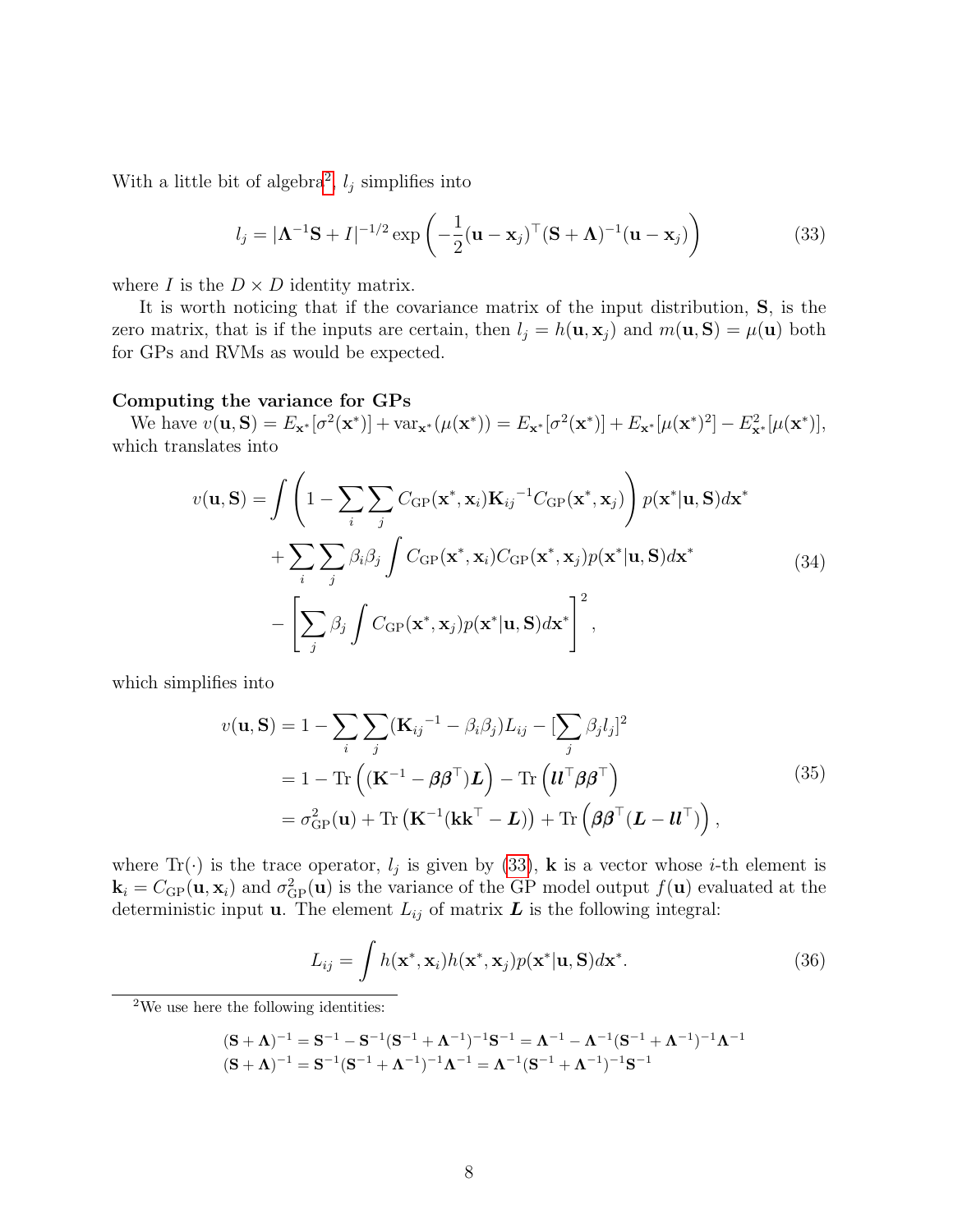With a little bit of algebra[2], $l_j$ simplifies into

$$l_j = |\mathbf{\Lambda}^{-1}\mathbf{S} + I|^{-1/2} \exp\left(-\frac{1}{2}(\mathbf{u} - \mathbf{x}_j)^\top (\mathbf{S} + \mathbf{\Lambda})^{-1}(\mathbf{u} - \mathbf{x}_j)\right) \tag{33}$$

where $I$ is the $D \times D$ identity matrix.

It is worth noticing that if the covariance matrix of the input distribution, $\mathbf{S}$, is the zero matrix, that is if the inputs are certain, then $l_j = h(\mathbf{u}, \mathbf{x}_j)$ and $m(\mathbf{u}, \mathbf{S}) = \mu(\mathbf{u})$ both for GPs and RVMs as would be expected.

**Computing the variance for GPs**

We have $v(\mathbf{u}, \mathbf{S}) = E_{\mathbf{x}^*}[\sigma^2(\mathbf{x}^*)] + \text{var}_{\mathbf{x}^*}(\mu(\mathbf{x}^*)) = E_{\mathbf{x}^*}[\sigma^2(\mathbf{x}^*)] + E_{\mathbf{x}^*}[\mu(\mathbf{x}^*)^2] - E^2_{\mathbf{x}^*}[\mu(\mathbf{x}^*)]$, which translates into

$$\begin{aligned}
v(\mathbf{u}, \mathbf{S}) = &\int \left(1 - \sum_i \sum_j C_{\text{GP}}(\mathbf{x}^*, \mathbf{x}_i) {\mathbf{K}_{ij}}^{-1} C_{\text{GP}}(\mathbf{x}^*, \mathbf{x}_j)\right) p(\mathbf{x}^*|\mathbf{u}, \mathbf{S}) d\mathbf{x}^* \\
&+ \sum_i \sum_j \beta_i \beta_j \int C_{\text{GP}}(\mathbf{x}^*, \mathbf{x}_i) C_{\text{GP}}(\mathbf{x}^*, \mathbf{x}_j) p(\mathbf{x}^*|\mathbf{u}, \mathbf{S}) d\mathbf{x}^* \\
&- \left[\sum_j \beta_j \int C_{\text{GP}}(\mathbf{x}^*, \mathbf{x}_j) p(\mathbf{x}^*|\mathbf{u}, \mathbf{S}) d\mathbf{x}^*\right]^2,
\end{aligned} \tag{34}$$

which simplifies into

$$\begin{aligned}
v(\mathbf{u}, \mathbf{S}) &= 1 - \sum_i \sum_j ({\mathbf{K}_{ij}}^{-1} - \beta_i \beta_j) L_{ij} - [\sum_j \beta_j l_j]^2 \\
&= 1 - \text{Tr}\left((\mathbf{K}^{-1} - \boldsymbol{\beta}\boldsymbol{\beta}^\top)\boldsymbol{L}\right) - \text{Tr}\left(\boldsymbol{l}\boldsymbol{l}^\top \boldsymbol{\beta}\boldsymbol{\beta}^\top\right) \\
&= \sigma^2_{\text{GP}}(\mathbf{u}) + \text{Tr}\left(\mathbf{K}^{-1}(\mathbf{k}\mathbf{k}^\top - \boldsymbol{L})\right) + \text{Tr}\left(\boldsymbol{\beta}\boldsymbol{\beta}^\top(\boldsymbol{L} - \boldsymbol{l}\boldsymbol{l}^\top)\right),
\end{aligned} \tag{35}$$

where $\text{Tr}(\cdot)$ is the trace operator, $l_j$ is given by (33), $\mathbf{k}$ is a vector whose $i$-th element is $\mathbf{k}_i = C_{\text{GP}}(\mathbf{u}, \mathbf{x}_i)$ and $\sigma^2_{\text{GP}}(\mathbf{u})$ is the variance of the GP model output $f(\mathbf{u})$ evaluated at the deterministic input $\mathbf{u}$. The element $L_{ij}$ of matrix $\boldsymbol{L}$ is the following integral:

$$L_{ij} = \int h(\mathbf{x}^*, \mathbf{x}_i) h(\mathbf{x}^*, \mathbf{x}_j) p(\mathbf{x}^*|\mathbf{u}, \mathbf{S}) d\mathbf{x}^*. \tag{36}$$

---

[2] We use here the following identities:

$$(\mathbf{S} + \mathbf{\Lambda})^{-1} = \mathbf{S}^{-1} - \mathbf{S}^{-1}(\mathbf{S}^{-1} + \mathbf{\Lambda}^{-1})^{-1}\mathbf{S}^{-1} = \mathbf{\Lambda}^{-1} - \mathbf{\Lambda}^{-1}(\mathbf{S}^{-1} + \mathbf{\Lambda}^{-1})^{-1}\mathbf{\Lambda}^{-1}$$
$$(\mathbf{S} + \mathbf{\Lambda})^{-1} = \mathbf{S}^{-1}(\mathbf{S}^{-1} + \mathbf{\Lambda}^{-1})^{-1}\mathbf{\Lambda}^{-1} = \mathbf{\Lambda}^{-1}(\mathbf{S}^{-1} + \mathbf{\Lambda}^{-1})^{-1}\mathbf{S}^{-1}$$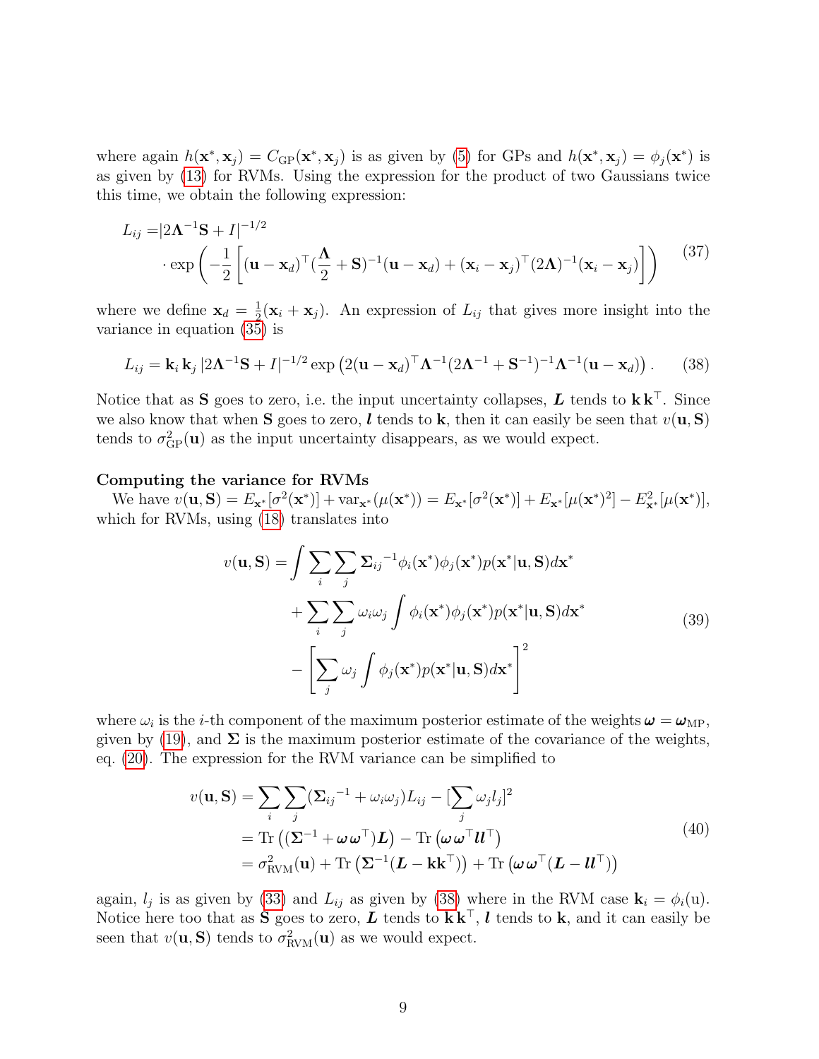where again $h(\mathbf{x}^*, \mathbf{x}_j) = C_{\text{GP}}(\mathbf{x}^*, \mathbf{x}_j)$ is as given by (5) for GPs and $h(\mathbf{x}^*, \mathbf{x}_j) = \phi_j(\mathbf{x}^*)$ is as given by (13) for RVMs. Using the expression for the product of two Gaussians twice this time, we obtain the following expression:

$$
\begin{aligned}
L_{ij} =& |2\mathbf{\Lambda}^{-1}\mathbf{S} + I|^{-1/2} \\
&\cdot \exp\left(-\frac{1}{2}\left[(\mathbf{u} - \mathbf{x}_d)^\top (\frac{\mathbf{\Lambda}}{2} + \mathbf{S})^{-1}(\mathbf{u} - \mathbf{x}_d) + (\mathbf{x}_i - \mathbf{x}_j)^\top (2\mathbf{\Lambda})^{-1}(\mathbf{x}_i - \mathbf{x}_j)\right]\right)
\end{aligned}
\tag{37}
$$

where we define $\mathbf{x}_d = \frac{1}{2}(\mathbf{x}_i + \mathbf{x}_j)$. An expression of $L_{ij}$ that gives more insight into the variance in equation (35) is

$$
L_{ij} = \mathbf{k}_i \, \mathbf{k}_j \, |2\mathbf{\Lambda}^{-1}\mathbf{S} + I|^{-1/2} \exp\left(2(\mathbf{u} - \mathbf{x}_d)^\top \mathbf{\Lambda}^{-1}(2\mathbf{\Lambda}^{-1} + \mathbf{S}^{-1})^{-1}\mathbf{\Lambda}^{-1}(\mathbf{u} - \mathbf{x}_d)\right). \tag{38}
$$

Notice that as $\mathbf{S}$ goes to zero, i.e. the input uncertainty collapses, $\boldsymbol{L}$ tends to $\mathbf{k}\,\mathbf{k}^\top$. Since we also know that when $\mathbf{S}$ goes to zero, $\boldsymbol{l}$ tends to $\mathbf{k}$, then it can easily be seen that $v(\mathbf{u}, \mathbf{S})$ tends to $\sigma^2_{\text{GP}}(\mathbf{u})$ as the input uncertainty disappears, as we would expect.

**Computing the variance for RVMs**

We have $v(\mathbf{u}, \mathbf{S}) = E_{\mathbf{x}^*}[\sigma^2(\mathbf{x}^*)] + \text{var}_{\mathbf{x}^*}(\mu(\mathbf{x}^*)) = E_{\mathbf{x}^*}[\sigma^2(\mathbf{x}^*)] + E_{\mathbf{x}^*}[\mu(\mathbf{x}^*)^2] - E^2_{\mathbf{x}^*}[\mu(\mathbf{x}^*)]$, which for RVMs, using (18) translates into

$$
\begin{aligned}
v(\mathbf{u}, \mathbf{S}) = &\int \sum_i \sum_j {\mathbf{\Sigma}_{ij}}^{-1} \phi_i(\mathbf{x}^*)\phi_j(\mathbf{x}^*) p(\mathbf{x}^*|\mathbf{u}, \mathbf{S}) d\mathbf{x}^* \\
&+ \sum_i \sum_j \omega_i \omega_j \int \phi_i(\mathbf{x}^*)\phi_j(\mathbf{x}^*) p(\mathbf{x}^*|\mathbf{u}, \mathbf{S}) d\mathbf{x}^* \\
&- \left[\sum_j \omega_j \int \phi_j(\mathbf{x}^*) p(\mathbf{x}^*|\mathbf{u}, \mathbf{S}) d\mathbf{x}^*\right]^2
\end{aligned}
\tag{39}
$$

where $\omega_i$ is the $i$-th component of the maximum posterior estimate of the weights $\boldsymbol{\omega} = \boldsymbol{\omega}_{\text{MP}}$, given by (19), and $\mathbf{\Sigma}$ is the maximum posterior estimate of the covariance of the weights, eq. (20). The expression for the RVM variance can be simplified to

$$
\begin{aligned}
v(\mathbf{u}, \mathbf{S}) &= \sum_i \sum_j ({\mathbf{\Sigma}_{ij}}^{-1} + \omega_i \omega_j) L_{ij} - [\sum_j \omega_j l_j]^2 \\
&= \text{Tr}\left((\mathbf{\Sigma}^{-1} + \boldsymbol{\omega}\boldsymbol{\omega}^\top)\boldsymbol{L}\right) - \text{Tr}\left(\boldsymbol{\omega}\boldsymbol{\omega}^\top \boldsymbol{l}\boldsymbol{l}^\top\right) \\
&= \sigma^2_{\text{RVM}}(\mathbf{u}) + \text{Tr}\left(\mathbf{\Sigma}^{-1}(\boldsymbol{L} - \mathbf{k}\mathbf{k}^\top)\right) + \text{Tr}\left(\boldsymbol{\omega}\boldsymbol{\omega}^\top(\boldsymbol{L} - \boldsymbol{l}\boldsymbol{l}^\top)\right)
\end{aligned}
\tag{40}
$$

again, $l_j$ is as given by (33) and $L_{ij}$ as given by (38) where in the RVM case $\mathbf{k}_i = \phi_i(\text{u})$. Notice here too that as $\mathbf{S}$ goes to zero, $\boldsymbol{L}$ tends to $\mathbf{k}\,\mathbf{k}^\top$, $\boldsymbol{l}$ tends to $\mathbf{k}$, and it can easily be seen that $v(\mathbf{u}, \mathbf{S})$ tends to $\sigma^2_{\text{RVM}}(\mathbf{u})$ as we would expect.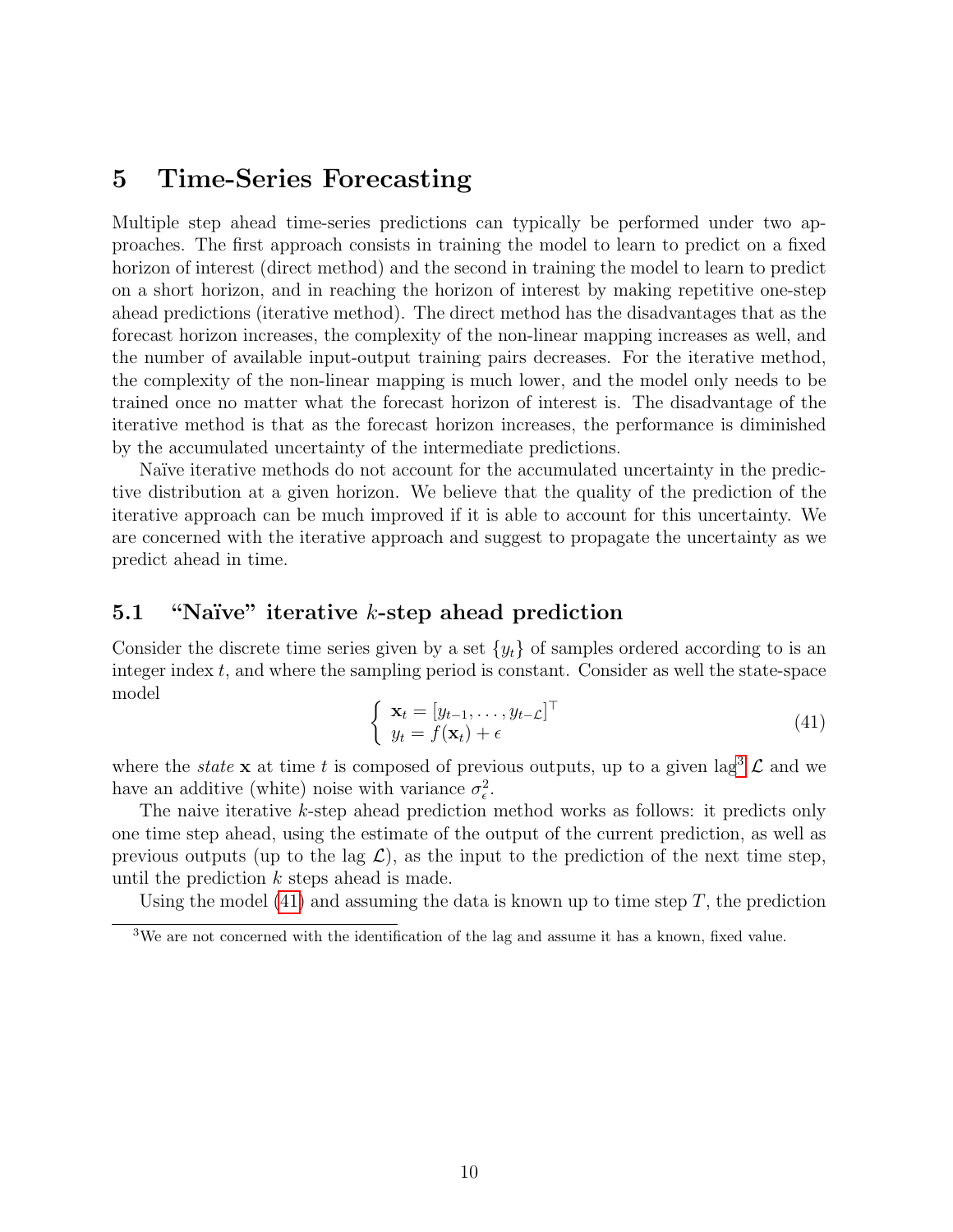## 5 Time-Series Forecasting

Multiple step ahead time-series predictions can typically be performed under two approaches. The first approach consists in training the model to learn to predict on a fixed horizon of interest (direct method) and the second in training the model to learn to predict on a short horizon, and in reaching the horizon of interest by making repetitive one-step ahead predictions (iterative method). The direct method has the disadvantages that as the forecast horizon increases, the complexity of the non-linear mapping increases as well, and the number of available input-output training pairs decreases. For the iterative method, the complexity of the non-linear mapping is much lower, and the model only needs to be trained once no matter what the forecast horizon of interest is. The disadvantage of the iterative method is that as the forecast horizon increases, the performance is diminished by the accumulated uncertainty of the intermediate predictions.

Naïve iterative methods do not account for the accumulated uncertainty in the predictive distribution at a given horizon. We believe that the quality of the prediction of the iterative approach can be much improved if it is able to account for this uncertainty. We are concerned with the iterative approach and suggest to propagate the uncertainty as we predict ahead in time.

### 5.1 "Naïve" iterative $k$-step ahead prediction

Consider the discrete time series given by a set $\{y_t\}$ of samples ordered according to is an integer index $t$, and where the sampling period is constant. Consider as well the state-space model

$$\left\{ \begin{array}{l} \mathbf{x}_t = [y_{t-1}, \ldots, y_{t-\mathcal{L}}]^\top \\ y_t = f(\mathbf{x}_t) + \epsilon \end{array} \right. \tag{41}$$

where the *state* $\mathbf{x}$ at time $t$ is composed of previous outputs, up to a given lag[3] $\mathcal{L}$ and we have an additive (white) noise with variance $\sigma_\epsilon^2$.

The naive iterative $k$-step ahead prediction method works as follows: it predicts only one time step ahead, using the estimate of the output of the current prediction, as well as previous outputs (up to the lag $\mathcal{L}$), as the input to the prediction of the next time step, until the prediction $k$ steps ahead is made.

Using the model (41) and assuming the data is known up to time step $T$, the prediction

[3] We are not concerned with the identification of the lag and assume it has a known, fixed value.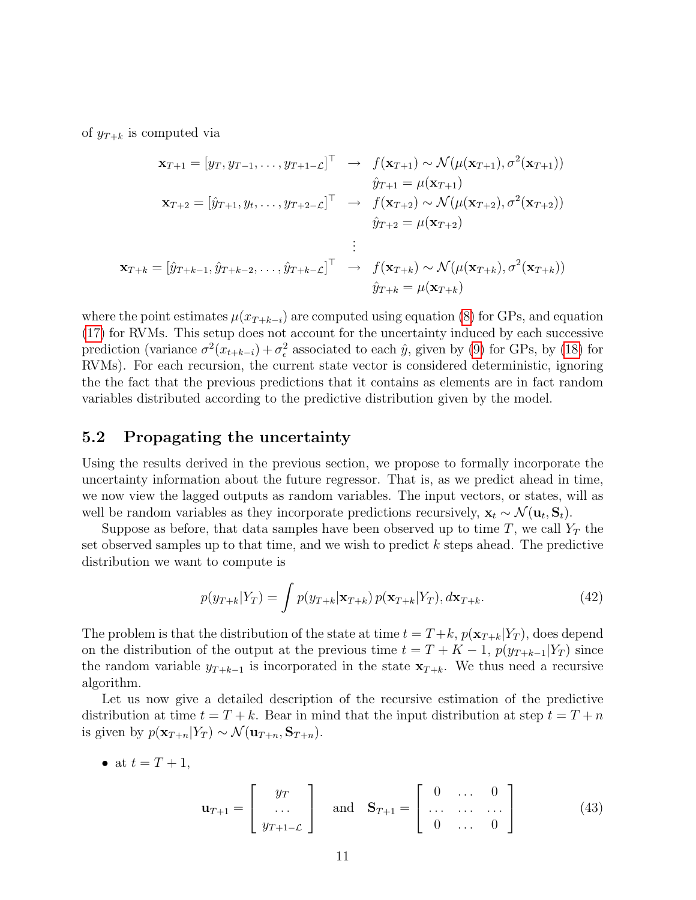of $y_{T+k}$ is computed via

$$
\begin{array}{rcl}
\mathbf{x}_{T+1} = [y_T, y_{T-1}, \dots, y_{T+1-\mathcal{L}}]^\top & \rightarrow & f(\mathbf{x}_{T+1}) \sim \mathcal{N}(\mu(\mathbf{x}_{T+1}), \sigma^2(\mathbf{x}_{T+1})) \\
& & \hat{y}_{T+1} = \mu(\mathbf{x}_{T+1}) \\
\mathbf{x}_{T+2} = [\hat{y}_{T+1}, y_t, \dots, y_{T+2-\mathcal{L}}]^\top & \rightarrow & f(\mathbf{x}_{T+2}) \sim \mathcal{N}(\mu(\mathbf{x}_{T+2}), \sigma^2(\mathbf{x}_{T+2})) \\
& & \hat{y}_{T+2} = \mu(\mathbf{x}_{T+2}) \\
& \vdots & \\
\mathbf{x}_{T+k} = [\hat{y}_{T+k-1}, \hat{y}_{T+k-2}, \dots, \hat{y}_{T+k-\mathcal{L}}]^\top & \rightarrow & f(\mathbf{x}_{T+k}) \sim \mathcal{N}(\mu(\mathbf{x}_{T+k}), \sigma^2(\mathbf{x}_{T+k})) \\
& & \hat{y}_{T+k} = \mu(\mathbf{x}_{T+k})
\end{array}
$$

where the point estimates $\mu(x_{T+k-i})$ are computed using equation (8) for GPs, and equation (17) for RVMs. This setup does not account for the uncertainty induced by each successive prediction (variance $\sigma^2(x_{t+k-i}) + \sigma_\epsilon^2$ associated to each $\hat{y}$, given by (9) for GPs, by (18) for RVMs). For each recursion, the current state vector is considered deterministic, ignoring the the fact that the previous predictions that it contains as elements are in fact random variables distributed according to the predictive distribution given by the model.

## 5.2 Propagating the uncertainty

Using the results derived in the previous section, we propose to formally incorporate the uncertainty information about the future regressor. That is, as we predict ahead in time, we now view the lagged outputs as random variables. The input vectors, or states, will as well be random variables as they incorporate predictions recursively, $\mathbf{x}_t \sim \mathcal{N}(\mathbf{u}_t, \mathbf{S}_t)$.

Suppose as before, that data samples have been observed up to time $T$, we call $Y_T$ the set observed samples up to that time, and we wish to predict $k$ steps ahead. The predictive distribution we want to compute is

$$
p(y_{T+k}|Y_T) = \int p(y_{T+k}|\mathbf{x}_{T+k})\, p(\mathbf{x}_{T+k}|Y_T), d\mathbf{x}_{T+k}. \tag{42}
$$

The problem is that the distribution of the state at time $t = T+k$, $p(\mathbf{x}_{T+k}|Y_T)$, does depend on the distribution of the output at the previous time $t = T+K-1$, $p(y_{T+k-1}|Y_T)$ since the random variable $y_{T+k-1}$ is incorporated in the state $\mathbf{x}_{T+k}$. We thus need a recursive algorithm.

Let us now give a detailed description of the recursive estimation of the predictive distribution at time $t = T+k$. Bear in mind that the input distribution at step $t = T+n$ is given by $p(\mathbf{x}_{T+n}|Y_T) \sim \mathcal{N}(\mathbf{u}_{T+n}, \mathbf{S}_{T+n})$.

- at $t = T+1$,

$$
\mathbf{u}_{T+1} = \begin{bmatrix} y_T \\ \dots \\ y_{T+1-\mathcal{L}} \end{bmatrix} \quad \text{and} \quad \mathbf{S}_{T+1} = \begin{bmatrix} 0 & \dots & 0 \\ \dots & \dots & \dots \\ 0 & \dots & 0 \end{bmatrix} \tag{43}
$$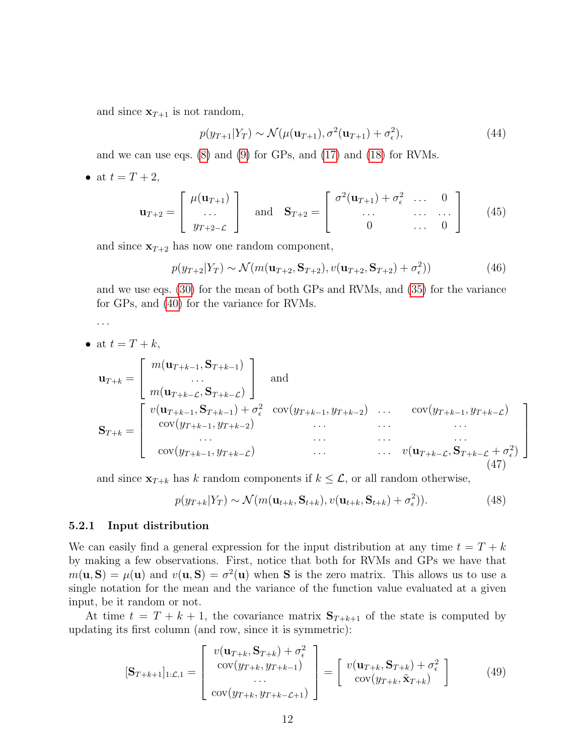and since $\mathbf{x}_{T+1}$ is not random,

$$p(y_{T+1}|Y_T) \sim \mathcal{N}(\mu(\mathbf{u}_{T+1}), \sigma^2(\mathbf{u}_{T+1}) + \sigma_\epsilon^2), \tag{44}$$

and we can use eqs. (8) and (9) for GPs, and (17) and (18) for RVMs.

- at $t = T + 2$,

$$\mathbf{u}_{T+2} = \begin{bmatrix} \mu(\mathbf{u}_{T+1}) \\ \dots \\ y_{T+2-\mathcal{L}} \end{bmatrix} \quad \text{and} \quad \mathbf{S}_{T+2} = \begin{bmatrix} \sigma^2(\mathbf{u}_{T+1}) + \sigma_\epsilon^2 & \dots & 0 \\ \dots & \dots & \dots \\ 0 & \dots & 0 \end{bmatrix} \tag{45}$$

  and since $\mathbf{x}_{T+2}$ has now one random component,

$$p(y_{T+2}|Y_T) \sim \mathcal{N}(m(\mathbf{u}_{T+2}, \mathbf{S}_{T+2}), v(\mathbf{u}_{T+2}, \mathbf{S}_{T+2}) + \sigma_\epsilon^2)) \tag{46}$$

  and we use eqs. (30) for the mean of both GPs and RVMs, and (35) for the variance for GPs, and (40) for the variance for RVMs.

...

- at $t = T + k$,

$$\mathbf{u}_{T+k} = \begin{bmatrix} m(\mathbf{u}_{T+k-1}, \mathbf{S}_{T+k-1}) \\ \dots \\ m(\mathbf{u}_{T+k-\mathcal{L}}, \mathbf{S}_{T+k-\mathcal{L}}) \end{bmatrix} \quad \text{and}$$

$$\mathbf{S}_{T+k} = \begin{bmatrix} v(\mathbf{u}_{T+k-1}, \mathbf{S}_{T+k-1}) + \sigma_\epsilon^2 & \text{cov}(y_{T+k-1}, y_{T+k-2}) & \dots & \text{cov}(y_{T+k-1}, y_{T+k-\mathcal{L}}) \\ \text{cov}(y_{T+k-1}, y_{T+k-2}) & \dots & \dots & \dots \\ \dots & \dots & \dots & \dots \\ \text{cov}(y_{T+k-1}, y_{T+k-\mathcal{L}}) & \dots & \dots & v(\mathbf{u}_{T+k-\mathcal{L}}, \mathbf{S}_{T+k-\mathcal{L}} + \sigma_\epsilon^2) \end{bmatrix} \tag{47}$$

  and since $\mathbf{x}_{T+k}$ has $k$ random components if $k \leq \mathcal{L}$, or all random otherwise,

$$p(y_{T+k}|Y_T) \sim \mathcal{N}(m(\mathbf{u}_{t+k}, \mathbf{S}_{t+k}), v(\mathbf{u}_{t+k}, \mathbf{S}_{t+k}) + \sigma_\epsilon^2)). \tag{48}$$

### 5.2.1 Input distribution

We can easily find a general expression for the input distribution at any time $t = T + k$ by making a few observations. First, notice that both for RVMs and GPs we have that $m(\mathbf{u}, \mathbf{S}) = \mu(\mathbf{u})$ and $v(\mathbf{u}, \mathbf{S}) = \sigma^2(\mathbf{u})$ when $\mathbf{S}$ is the zero matrix. This allows us to use a single notation for the mean and the variance of the function value evaluated at a given input, be it random or not.

At time $t = T + k + 1$, the covariance matrix $\mathbf{S}_{T+k+1}$ of the state is computed by updating its first column (and row, since it is symmetric):

$$[\mathbf{S}_{T+k+1}]_{1:\mathcal{L},1} = \begin{bmatrix} v(\mathbf{u}_{T+k}, \mathbf{S}_{T+k}) + \sigma_\epsilon^2 \\ \text{cov}(y_{T+k}, y_{T+k-1}) \\ \dots \\ \text{cov}(y_{T+k}, y_{T+k-\mathcal{L}+1}) \end{bmatrix} = \begin{bmatrix} v(\mathbf{u}_{T+k}, \mathbf{S}_{T+k}) + \sigma_\epsilon^2 \\ \text{cov}(y_{T+k}, \tilde{\mathbf{x}}_{T+k}) \end{bmatrix} \tag{49}$$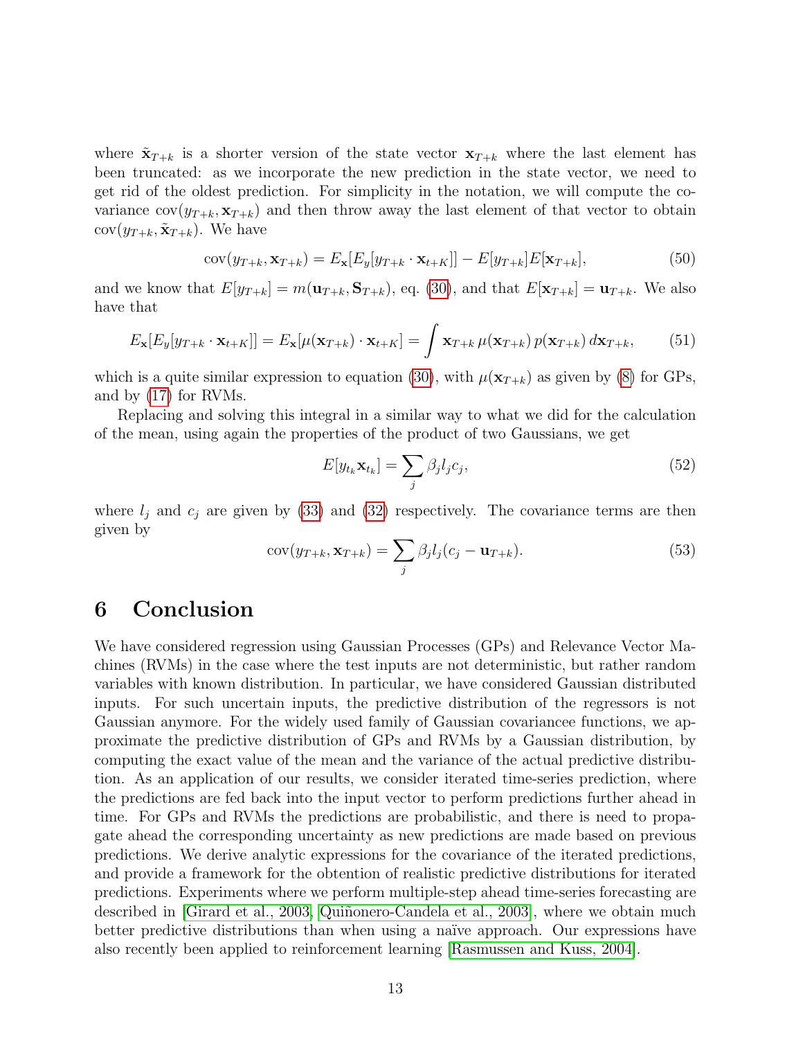where $\tilde{\mathbf{x}}_{T+k}$ is a shorter version of the state vector $\mathbf{x}_{T+k}$ where the last element has been truncated: as we incorporate the new prediction in the state vector, we need to get rid of the oldest prediction. For simplicity in the notation, we will compute the covariance $\text{cov}(y_{T+k}, \mathbf{x}_{T+k})$ and then throw away the last element of that vector to obtain $\text{cov}(y_{T+k}, \tilde{\mathbf{x}}_{T+k})$. We have

$$\text{cov}(y_{T+k}, \mathbf{x}_{T+k}) = E_{\mathbf{x}}[E_y[y_{T+k} \cdot \mathbf{x}_{t+K}]] - E[y_{T+k}]E[\mathbf{x}_{T+k}], \tag{50}$$

and we know that $E[y_{T+k}] = m(\mathbf{u}_{T+k}, \mathbf{S}_{T+k})$, eq. (30), and that $E[\mathbf{x}_{T+k}] = \mathbf{u}_{T+k}$. We also have that

$$E_{\mathbf{x}}[E_y[y_{T+k} \cdot \mathbf{x}_{t+K}]] = E_{\mathbf{x}}[\mu(\mathbf{x}_{T+k}) \cdot \mathbf{x}_{t+K}] = \int \mathbf{x}_{T+k}\, \mu(\mathbf{x}_{T+k})\, p(\mathbf{x}_{T+k})\, d\mathbf{x}_{T+k}, \tag{51}$$

which is a quite similar expression to equation (30), with $\mu(\mathbf{x}_{T+k})$ as given by (8) for GPs, and by (17) for RVMs.

Replacing and solving this integral in a similar way to what we did for the calculation of the mean, using again the properties of the product of two Gaussians, we get

$$E[y_{t_k}\mathbf{x}_{t_k}] = \sum_j \beta_j l_j c_j, \tag{52}$$

where $l_j$ and $c_j$ are given by (33) and (32) respectively. The covariance terms are then given by

$$\text{cov}(y_{T+k}, \mathbf{x}_{T+k}) = \sum_j \beta_j l_j (c_j - \mathbf{u}_{T+k}). \tag{53}$$

# 6 Conclusion

We have considered regression using Gaussian Processes (GPs) and Relevance Vector Machines (RVMs) in the case where the test inputs are not deterministic, but rather random variables with known distribution. In particular, we have considered Gaussian distributed inputs. For such uncertain inputs, the predictive distribution of the regressors is not Gaussian anymore. For the widely used family of Gaussian covariancee functions, we approximate the predictive distribution of GPs and RVMs by a Gaussian distribution, by computing the exact value of the mean and the variance of the actual predictive distribution. As an application of our results, we consider iterated time-series prediction, where the predictions are fed back into the input vector to perform predictions further ahead in time. For GPs and RVMs the predictions are probabilistic, and there is need to propagate ahead the corresponding uncertainty as new predictions are made based on previous predictions. We derive analytic expressions for the covariance of the iterated predictions, and provide a framework for the obtention of realistic predictive distributions for iterated predictions. Experiments where we perform multiple-step ahead time-series forecasting are described in [Girard et al., 2003, Quiñonero-Candela et al., 2003], where we obtain much better predictive distributions than when using a naïve approach. Our expressions have also recently been applied to reinforcement learning [Rasmussen and Kuss, 2004].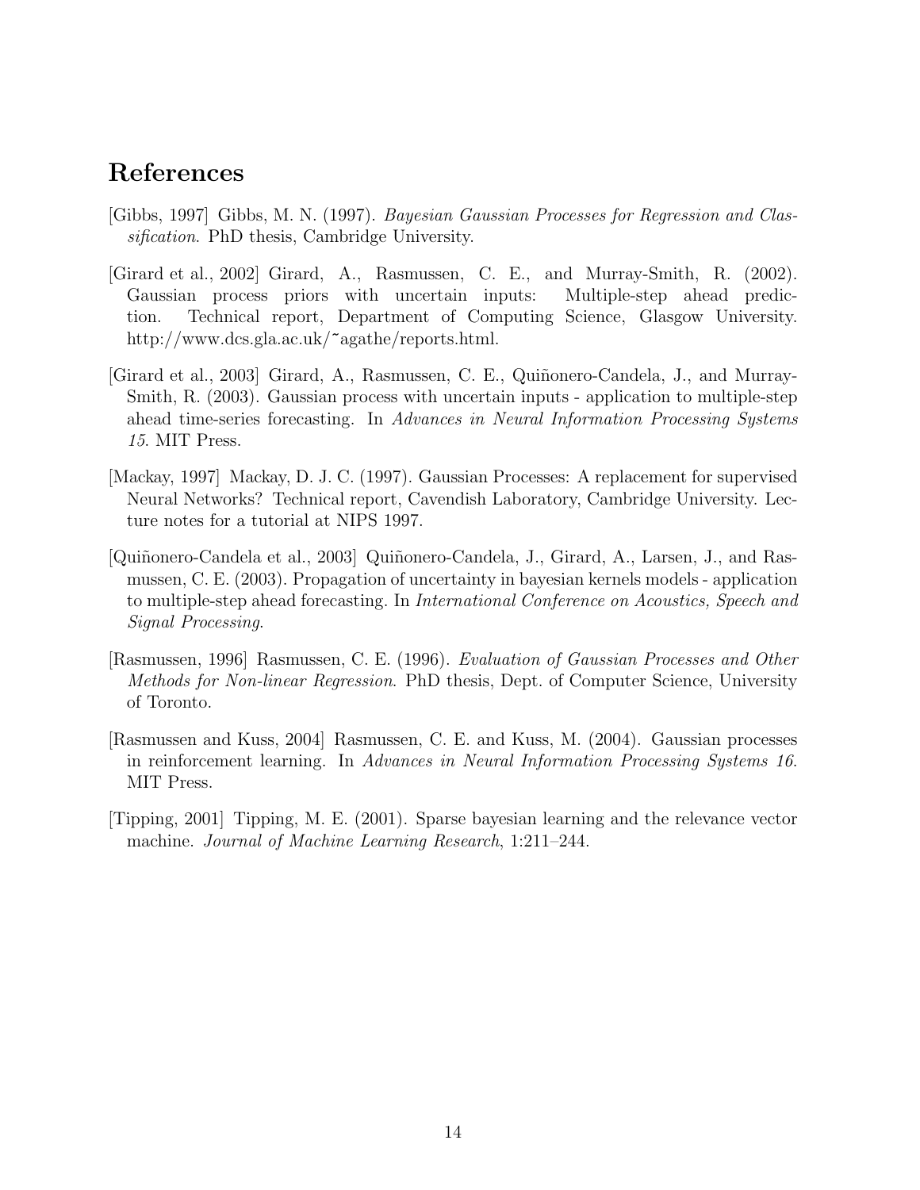## References

[Gibbs, 1997] Gibbs, M. N. (1997). *Bayesian Gaussian Processes for Regression and Classification*. PhD thesis, Cambridge University.

[Girard et al., 2002] Girard, A., Rasmussen, C. E., and Murray-Smith, R. (2002). Gaussian process priors with uncertain inputs: Multiple-step ahead prediction. Technical report, Department of Computing Science, Glasgow University. http://www.dcs.gla.ac.uk/~agathe/reports.html.

[Girard et al., 2003] Girard, A., Rasmussen, C. E., Quiñonero-Candela, J., and Murray-Smith, R. (2003). Gaussian process with uncertain inputs - application to multiple-step ahead time-series forecasting. In *Advances in Neural Information Processing Systems 15*. MIT Press.

[Mackay, 1997] Mackay, D. J. C. (1997). Gaussian Processes: A replacement for supervised Neural Networks? Technical report, Cavendish Laboratory, Cambridge University. Lecture notes for a tutorial at NIPS 1997.

[Quiñonero-Candela et al., 2003] Quiñonero-Candela, J., Girard, A., Larsen, J., and Rasmussen, C. E. (2003). Propagation of uncertainty in bayesian kernels models - application to multiple-step ahead forecasting. In *International Conference on Acoustics, Speech and Signal Processing*.

[Rasmussen, 1996] Rasmussen, C. E. (1996). *Evaluation of Gaussian Processes and Other Methods for Non-linear Regression*. PhD thesis, Dept. of Computer Science, University of Toronto.

[Rasmussen and Kuss, 2004] Rasmussen, C. E. and Kuss, M. (2004). Gaussian processes in reinforcement learning. In *Advances in Neural Information Processing Systems 16*. MIT Press.

[Tipping, 2001] Tipping, M. E. (2001). Sparse bayesian learning and the relevance vector machine. *Journal of Machine Learning Research*, 1:211–244.